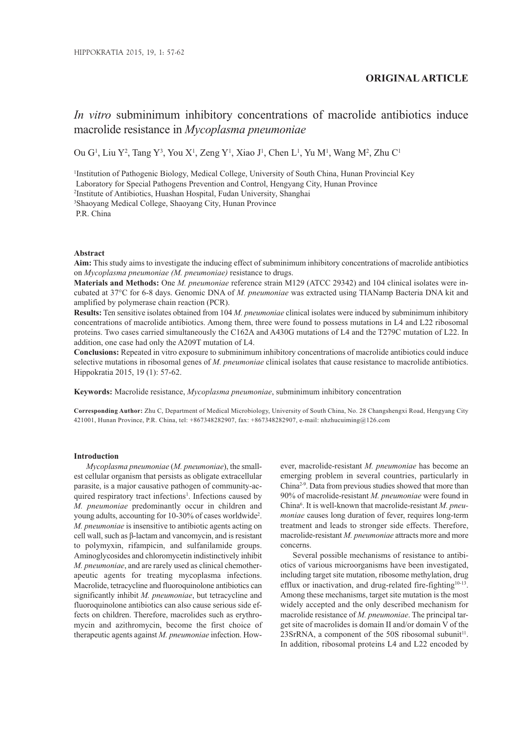## ORIGINAL ARTICLE

# *In vitro* subminimum inhibitory concentrations of macrolide antibiotics induce macrolide resistance in *Mycoplasma pneumoniae*

Ou G[1], Liu Y[2], Tang Y[3], You X[1], Zeng Y[1], Xiao J[1], Chen L[1], Yu M[1], Wang M[2], Zhu C[1]

[1]Institution of Pathogenic Biology, Medical College, University of South China, Hunan Provincial Key Laboratory for Special Pathogens Prevention and Control, Hengyang City, Hunan Province
[2]Institute of Antibiotics, Huashan Hospital, Fudan University, Shanghai
[3]Shaoyang Medical College, Shaoyang City, Hunan Province
P.R. China

### Abstract

**Aim:** This study aims to investigate the inducing effect of subminimum inhibitory concentrations of macrolide antibiotics on *Mycoplasma pneumoniae (M. pneumoniae)* resistance to drugs.

**Materials and Methods:** One *M. pneumoniae* reference strain M129 (ATCC 29342) and 104 clinical isolates were incubated at 37°C for 6-8 days. Genomic DNA of *M. pneumoniae* was extracted using TIANamp Bacteria DNA kit and amplified by polymerase chain reaction (PCR).

**Results:** Ten sensitive isolates obtained from 104 *M. pneumoniae* clinical isolates were induced by subminimum inhibitory concentrations of macrolide antibiotics. Among them, three were found to possess mutations in L4 and L22 ribosomal proteins. Two cases carried simultaneously the C162A and A430G mutations of L4 and the T279C mutation of L22. In addition, one case had only the A209T mutation of L4.

**Conclusions:** Repeated in vitro exposure to subminimum inhibitory concentrations of macrolide antibiotics could induce selective mutations in ribosomal genes of *M. pneumoniae* clinical isolates that cause resistance to macrolide antibiotics. Hippokratia 2015, 19 (1): 57-62.

**Keywords:** Macrolide resistance, *Mycoplasma pneumoniae*, subminimum inhibitory concentration

**Corresponding Author:** Zhu C, Department of Medical Microbiology, University of South China, No. 28 Changshengxi Road, Hengyang City 421001, Hunan Province, P.R. China, tel: +867348282907, fax: +867348282907, e-mail: nhzhucuiming@126.com

### Introduction

*Mycoplasma pneumoniae* (*M. pneumoniae*), the smallest cellular organism that persists as obligate extracellular parasite, is a major causative pathogen of community-acquired respiratory tract infections[1]. Infections caused by *M. pneumoniae* predominantly occur in children and young adults, accounting for 10-30% of cases worldwide[2]. *M. pneumoniae* is insensitive to antibiotic agents acting on cell wall, such as β-lactam and vancomycin, and is resistant to polymyxin, rifampicin, and sulfanilamide groups. Aminoglycosides and chloromycetin indistinctively inhibit *M. pneumoniae*, and are rarely used as clinical chemotherapeutic agents for treating mycoplasma infections. Macrolide, tetracycline and fluoroquinolone antibiotics can significantly inhibit *M. pneumoniae*, but tetracycline and fluoroquinolone antibiotics can also cause serious side effects on children. Therefore, macrolides such as erythromycin and azithromycin, become the first choice of therapeutic agents against *M. pneumoniae* infection. However, macrolide-resistant *M. pneumoniae* has become an emerging problem in several countries, particularly in China[2-9]. Data from previous studies showed that more than 90% of macrolide-resistant *M. pneumoniae* were found in China[6]. It is well-known that macrolide-resistant *M. pneumoniae* causes long duration of fever, requires long-term treatment and leads to stronger side effects. Therefore, macrolide-resistant *M. pneumoniae* attracts more and more concerns.

Several possible mechanisms of resistance to antibiotics of various microorganisms have been investigated, including target site mutation, ribosome methylation, drug efflux or inactivation, and drug-related fire-fighting[10-13]. Among these mechanisms, target site mutation is the most widely accepted and the only described mechanism for macrolide resistance of *M. pneumoniae*. The principal target site of macrolides is domain II and/or domain V of the 23SrRNA, a component of the 50S ribosomal subunit[11]. In addition, ribosomal proteins L4 and L22 encoded by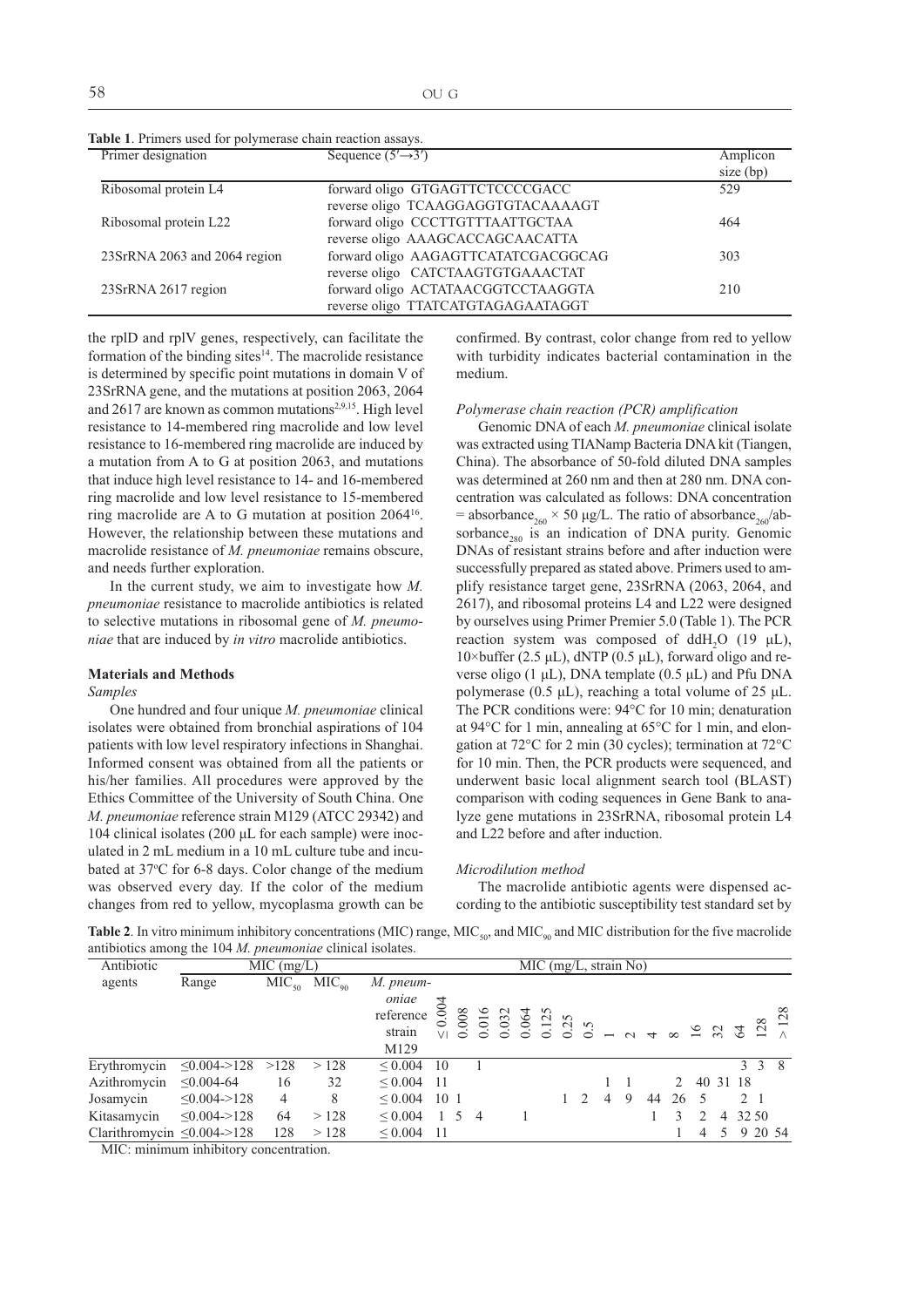**Table 1**. Primers used for polymerase chain reaction assays.

| Primer designation | Sequence (5′→3′) | Amplicon size (bp) |
|---|---|---|
| Ribosomal protein L4 | forward oligo GTGAGTTCTCCCCGACC<br>reverse oligo TCAAGGAGGTGTACAAAAGT | 529 |
| Ribosomal protein L22 | forward oligo CCCTTGTTTAATTGCTAA<br>reverse oligo AAAGCACCAGCAACATTA | 464 |
| 23SrRNA 2063 and 2064 region | forward oligo AAGAGTTCATATCGACGGCAG<br>reverse oligo CATCTAAGTGTGAAACTAT | 303 |
| 23SrRNA 2617 region | forward oligo ACTATAACGGTCCTAAGGTA<br>reverse oligo TTATCATGTAGAGAATAGGT | 210 |

the rplD and rplV genes, respectively, can facilitate the formation of the binding sites[14]. The macrolide resistance is determined by specific point mutations in domain V of 23SrRNA gene, and the mutations at position 2063, 2064 and 2617 are known as common mutations[2,9,15]. High level resistance to 14-membered ring macrolide and low level resistance to 16-membered ring macrolide are induced by a mutation from A to G at position 2063, and mutations that induce high level resistance to 14- and 16-membered ring macrolide and low level resistance to 15-membered ring macrolide are A to G mutation at position 2064[16]. However, the relationship between these mutations and macrolide resistance of *M. pneumoniae* remains obscure, and needs further exploration.

In the current study, we aim to investigate how *M. pneumoniae* resistance to macrolide antibiotics is related to selective mutations in ribosomal gene of *M. pneumoniae* that are induced by *in vitro* macrolide antibiotics.

## Materials and Methods

### *Samples*

One hundred and four unique *M. pneumoniae* clinical isolates were obtained from bronchial aspirations of 104 patients with low level respiratory infections in Shanghai. Informed consent was obtained from all the patients or his/her families. All procedures were approved by the Ethics Committee of the University of South China. One *M. pneumoniae* reference strain M129 (ATCC 29342) and 104 clinical isolates (200 μL for each sample) were inoculated in 2 mL medium in a 10 mL culture tube and incubated at 37°C for 6-8 days. Color change of the medium was observed every day. If the color of the medium changes from red to yellow, mycoplasma growth can be confirmed. By contrast, color change from red to yellow with turbidity indicates bacterial contamination in the medium.

### *Polymerase chain reaction (PCR) amplification*

Genomic DNA of each *M. pneumoniae* clinical isolate was extracted using TIANamp Bacteria DNA kit (Tiangen, China). The absorbance of 50-fold diluted DNA samples was determined at 260 nm and then at 280 nm. DNA concentration was calculated as follows: DNA concentration = absorbance$_{260}$ × 50 μg/L. The ratio of absorbance$_{260}$/absorbance$_{280}$ is an indication of DNA purity. Genomic DNAs of resistant strains before and after induction were successfully prepared as stated above. Primers used to amplify resistance target gene, 23SrRNA (2063, 2064, and 2617), and ribosomal proteins L4 and L22 were designed by ourselves using Primer Premier 5.0 (Table 1). The PCR reaction system was composed of ddH$_2$O (19 μL), 10×buffer (2.5 μL), dNTP (0.5 μL), forward oligo and reverse oligo (1 μL), DNA template (0.5 μL) and Pfu DNA polymerase (0.5 μL), reaching a total volume of 25 μL. The PCR conditions were: 94°C for 10 min; denaturation at 94°C for 1 min, annealing at 65°C for 1 min, and elongation at 72°C for 2 min (30 cycles); termination at 72°C for 10 min. Then, the PCR products were sequenced, and underwent basic local alignment search tool (BLAST) comparison with coding sequences in Gene Bank to analyze gene mutations in 23SrRNA, ribosomal protein L4 and L22 before and after induction.

### *Microdilution method*

The macrolide antibiotic agents were dispensed according to the antibiotic susceptibility test standard set by

**Table 2**. In vitro minimum inhibitory concentrations (MIC) range, MIC$_{50}$, and MIC$_{90}$ and MIC distribution for the five macrolide antibiotics among the 104 *M. pneumoniae* clinical isolates.

| Antibiotic agents | MIC (mg/L) | | | MIC (mg/L, strain No) | | | | | | | | | | | | | | | | | |
|---|---|---|---|---|---|---|---|---|---|---|---|---|---|---|---|---|---|---|---|---|---|
| | Range | MIC$_{50}$ | MIC$_{90}$ | *M. pneumoniae* reference strain M129 | ≤0.004 | 0.008 | 0.016 | 0.032 | 0.064 | 0.125 | 0.25 | 0.5 | 1 | 2 | 4 | 8 | 16 | 32 | 64 | 128 | >128 |
| Erythromycin | ≤0.004->128 | >128 | >128 | ≤0.004 | 10 | | 1 | | | | | | | | | | | | 3 | 3 | 8 |
| Azithromycin | ≤0.004-64 | 16 | 32 | ≤0.004 | 11 | | | | | | | | 1 | 1 | | 2 | 40 | 31 | 18 | | |
| Josamycin | ≤0.004->128 | 4 | 8 | ≤0.004 | 10 | 1 | | | | | 1 | 2 | 4 | 9 | 44 | 26 | 5 | | | 2 | 1 |
| Kitasamycin | ≤0.004->128 | 64 | >128 | ≤0.004 | 1 | 5 | 4 | | 1 | | | | | | | 1 | 3 | 2 | 4 | 32 | 50 |
| Clarithromycin | ≤0.004->128 | 128 | >128 | ≤0.004 | 11 | | | | | | | | | | | 1 | 4 | 5 | 9 | 20 | 54 |

MIC: minimum inhibitory concentration.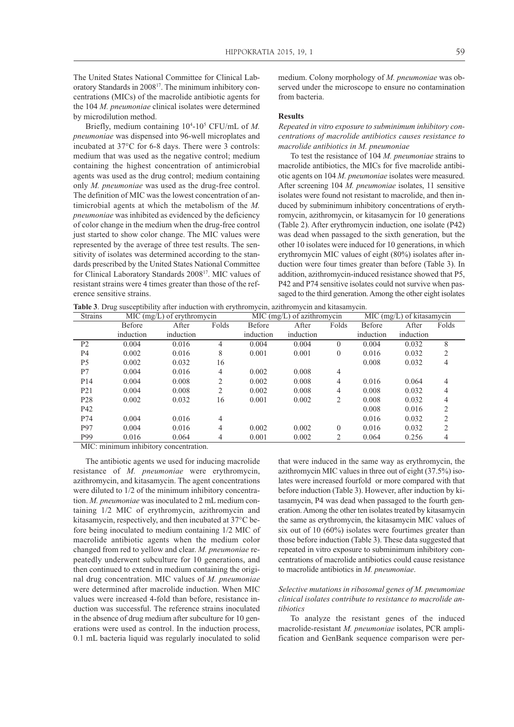The United States National Committee for Clinical Laboratory Standards in 2008[17]. The minimum inhibitory concentrations (MICs) of the macrolide antibiotic agents for the 104 *M. pneumoniae* clinical isolates were determined by microdilution method.

Briefly, medium containing $10^4$-$10^5$ CFU/mL of *M. pneumoniae* was dispensed into 96-well microplates and incubated at 37°C for 6-8 days. There were 3 controls: medium that was used as the negative control; medium containing the highest concentration of antimicrobial agents was used as the drug control; medium containing only *M. pneumoniae* was used as the drug-free control. The definition of MIC was the lowest concentration of antimicrobial agents at which the metabolism of the *M. pneumoniae* was inhibited as evidenced by the deficiency of color change in the medium when the drug-free control just started to show color change. The MIC values were represented by the average of three test results. The sensitivity of isolates was determined according to the standards prescribed by the United States National Committee for Clinical Laboratory Standards 2008[17]. MIC values of resistant strains were 4 times greater than those of the reference sensitive strains.

The antibiotic agents we used for inducing macrolide resistance of *M. pneumoniae* were erythromycin, azithromycin, and kitasamycin. The agent concentrations were diluted to 1/2 of the minimum inhibitory concentration. *M. pneumoniae* was inoculated to 2 mL medium containing 1/2 MIC of erythromycin, azithromycin and kitasamycin, respectively, and then incubated at 37°C before being inoculated to medium containing 1/2 MIC of macrolide antibiotic agents when the medium color changed from red to yellow and clear. *M. pneumoniae* repeatedly underwent subculture for 10 generations, and then continued to extend in medium containing the original drug concentration. MIC values of *M. pneumoniae* were determined after macrolide induction. When MIC values were increased 4-fold than before, resistance induction was successful. The reference strains inoculated in the absence of drug medium after subculture for 10 generations were used as control. In the induction process, 0.1 mL bacteria liquid was regularly inoculated to solid medium. Colony morphology of *M. pneumoniae* was observed under the microscope to ensure no contamination from bacteria.

## Results

### *Repeated in vitro exposure to subminimum inhibitory concentrations of macrolide antibiotics causes resistance to macrolide antibiotics in M. pneumoniae*

To test the resistance of 104 *M. pneumoniae* strains to macrolide antibiotics, the MICs for five macrolide antibiotic agents on 104 *M. pneumoniae* isolates were measured. After screening 104 *M. pneumoniae* isolates, 11 sensitive isolates were found not resistant to macrolide, and then induced by subminimum inhibitory concentrations of erythromycin, azithromycin, or kitasamycin for 10 generations (Table 2). After erythromycin induction, one isolate (P42) was dead when passaged to the sixth generation, but the other 10 isolates were induced for 10 generations, in which erythromycin MIC values of eight (80%) isolates after induction were four times greater than before (Table 3). In addition, azithromycin-induced resistance showed that P5, P42 and P74 sensitive isolates could not survive when passaged to the third generation. Among the other eight isolates that were induced in the same way as erythromycin, the azithromycin MIC values in three out of eight (37.5%) isolates were increased fourfold or more compared with that before induction (Table 3). However, after induction by kitasamycin, P4 was dead when passaged to the fourth generation. Among the other ten isolates treated by kitasamycin the same as erythromycin, the kitasamycin MIC values of six out of 10 (60%) isolates were fourtimes greater than those before induction (Table 3). These data suggested that repeated in vitro exposure to subminimum inhibitory concentrations of macrolide antibiotics could cause resistance to macrolide antibiotics in *M. pneumoniae*.

**Table 3**. Drug susceptibility after induction with erythromycin, azithromycin and kitasamycin.

| Strains | MIC (mg/L) of erythromycin | | | MIC (mg/L) of azithromycin | | | MIC (mg/L) of kitasamycin | | |
|---|---|---|---|---|---|---|---|---|---|
| | Before induction | After induction | Folds | Before induction | After induction | Folds | Before induction | After induction | Folds |
| P2 | 0.004 | 0.016 | 4 | 0.004 | 0.004 | 0 | 0.004 | 0.032 | 8 |
| P4 | 0.002 | 0.016 | 8 | 0.001 | 0.001 | 0 | 0.016 | 0.032 | 2 |
| P5 | 0.002 | 0.032 | 16 | | | | 0.008 | 0.032 | 4 |
| P7 | 0.004 | 0.016 | 4 | 0.002 | 0.008 | 4 | | | |
| P14 | 0.004 | 0.008 | 2 | 0.002 | 0.008 | 4 | 0.016 | 0.064 | 4 |
| P21 | 0.004 | 0.008 | 2 | 0.002 | 0.008 | 4 | 0.008 | 0.032 | 4 |
| P28 | 0.002 | 0.032 | 16 | 0.001 | 0.002 | 2 | 0.008 | 0.032 | 4 |
| P42 | | | | | | | 0.008 | 0.016 | 2 |
| P74 | 0.004 | 0.016 | 4 | | | | 0.016 | 0.032 | 2 |
| P97 | 0.004 | 0.016 | 4 | 0.002 | 0.002 | 0 | 0.016 | 0.032 | 2 |
| P99 | 0.016 | 0.064 | 4 | 0.001 | 0.002 | 2 | 0.064 | 0.256 | 4 |

MIC: minimum inhibitory concentration.

### *Selective mutations in ribosomal genes of M. pneumoniae clinical isolates contribute to resistance to macrolide antibiotics*

To analyze the resistant genes of the induced macrolide-resistant *M. pneumoniae* isolates, PCR amplification and GenBank sequence comparison were per-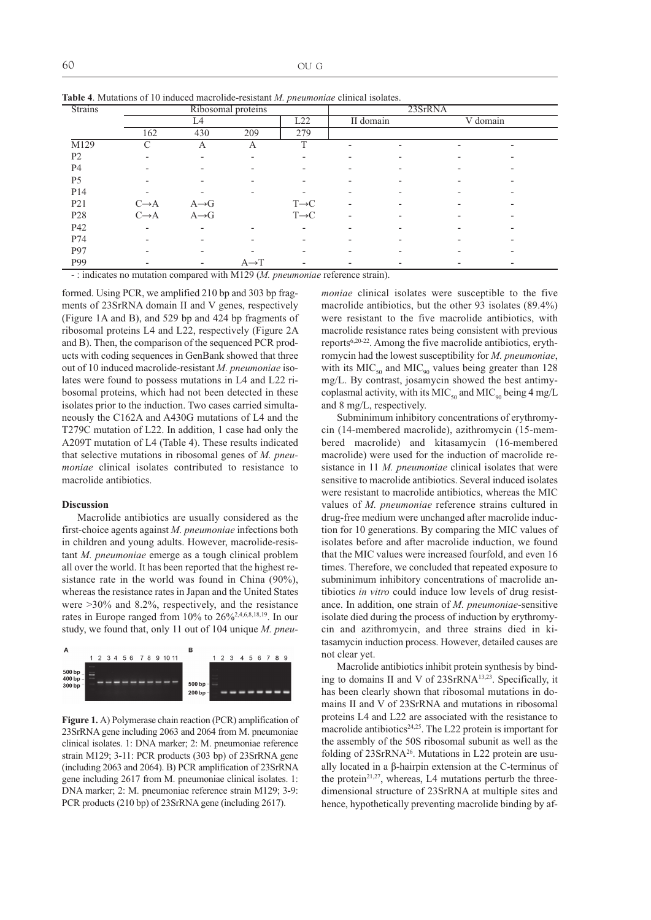**Table 4**. Mutations of 10 induced macrolide-resistant *M. pneumoniae* clinical isolates.

| Strains | Ribosomal proteins | | | | 23SrRNA | | | |
|---|---|---|---|---|---|---|---|---|
| | L4 | | | L22 | II domain | | V domain | |
| | 162 | 430 | 209 | 279 | | | | |
| M129 | C | A | A | T | - | - | - | - |
| P2 | - | - | - | - | - | - | - | - |
| P4 | - | - | - | - | - | - | - | - |
| P5 | - | - | - | - | - | - | - | - |
| P14 | - | - | - | - | - | - | - | - |
| P21 | C→A | A→G | | T→C | - | - | - | - |
| P28 | C→A | A→G | | T→C | - | - | - | - |
| P42 | - | - | - | - | - | - | - | - |
| P74 | - | - | - | - | - | - | - | - |
| P97 | - | - | - | - | - | - | - | - |
| P99 | - | - | A→T | - | - | - | - | - |

- : indicates no mutation compared with M129 (*M. pneumoniae* reference strain).

formed. Using PCR, we amplified 210 bp and 303 bp fragments of 23SrRNA domain II and V genes, respectively (Figure 1A and B), and 529 bp and 424 bp fragments of ribosomal proteins L4 and L22, respectively (Figure 2A and B). Then, the comparison of the sequenced PCR products with coding sequences in GenBank showed that three out of 10 induced macrolide-resistant *M. pneumoniae* isolates were found to possess mutations in L4 and L22 ribosomal proteins, which had not been detected in these isolates prior to the induction. Two cases carried simultaneously the C162A and A430G mutations of L4 and the T279C mutation of L22. In addition, 1 case had only the A209T mutation of L4 (Table 4). These results indicated that selective mutations in ribosomal genes of *M. pneumoniae* clinical isolates contributed to resistance to macrolide antibiotics.

**Discussion**

Macrolide antibiotics are usually considered as the first-choice agents against *M. pneumoniae* infections both in children and young adults. However, macrolide-resistant *M. pneumoniae* emerge as a tough clinical problem all over the world. It has been reported that the highest resistance rate in the world was found in China (90%), whereas the resistance rates in Japan and the United States were >30% and 8.2%, respectively, and the resistance rates in Europe ranged from 10% to 26%[2,4,6,8,18,19]. In our study, we found that, only 11 out of 104 unique *M. pneumoniae* clinical isolates were susceptible to the five macrolide antibiotics, but the other 93 isolates (89.4%) were resistant to the five macrolide antibiotics, with macrolide resistance rates being consistent with previous reports[6,20-22]. Among the five macrolide antibiotics, erythromycin had the lowest susceptibility for *M. pneumoniae*, with its $MIC_{50}$ and $MIC_{90}$ values being greater than 128 mg/L. By contrast, josamycin showed the best antimycoplasmal activity, with its $MIC_{50}$ and $MIC_{90}$ being 4 mg/L and 8 mg/L, respectively.

**Figure 1.** A) Polymerase chain reaction (PCR) amplification of 23SrRNA gene including 2063 and 2064 from M. pneumoniae clinical isolates. 1: DNA marker; 2: M. pneumoniae reference strain M129; 3-11: PCR products (303 bp) of 23SrRNA gene (including 2063 and 2064). B) PCR amplification of 23SrRNA gene including 2617 from M. pneumoniae clinical isolates. 1: DNA marker; 2: M. pneumoniae reference strain M129; 3-9: PCR products (210 bp) of 23SrRNA gene (including 2617).

Subminimum inhibitory concentrations of erythromycin (14-membered macrolide), azithromycin (15-membered macrolide) and kitasamycin (16-membered macrolide) were used for the induction of macrolide resistance in 11 *M. pneumoniae* clinical isolates that were sensitive to macrolide antibiotics. Several induced isolates were resistant to macrolide antibiotics, whereas the MIC values of *M. pneumoniae* reference strains cultured in drug-free medium were unchanged after macrolide induction for 10 generations. By comparing the MIC values of isolates before and after macrolide induction, we found that the MIC values were increased fourfold, and even 16 times. Therefore, we concluded that repeated exposure to subminimum inhibitory concentrations of macrolide antibiotics *in vitro* could induce low levels of drug resistance. In addition, one strain of *M. pneumoniae*-sensitive isolate died during the process of induction by erythromycin and azithromycin, and three strains died in kitasamycin induction process. However, detailed causes are not clear yet.

Macrolide antibiotics inhibit protein synthesis by binding to domains II and V of 23SrRNA[13,23]. Specifically, it has been clearly shown that ribosomal mutations in domains II and V of 23SrRNA and mutations in ribosomal proteins L4 and L22 are associated with the resistance to macrolide antibiotics[24,25]. The L22 protein is important for the assembly of the 50S ribosomal subunit as well as the folding of 23SrRNA[26]. Mutations in L22 protein are usually located in a β-hairpin extension at the C-terminus of the protein[21,27], whereas, L4 mutations perturb the three-dimensional structure of 23SrRNA at multiple sites and hence, hypothetically preventing macrolide binding by af-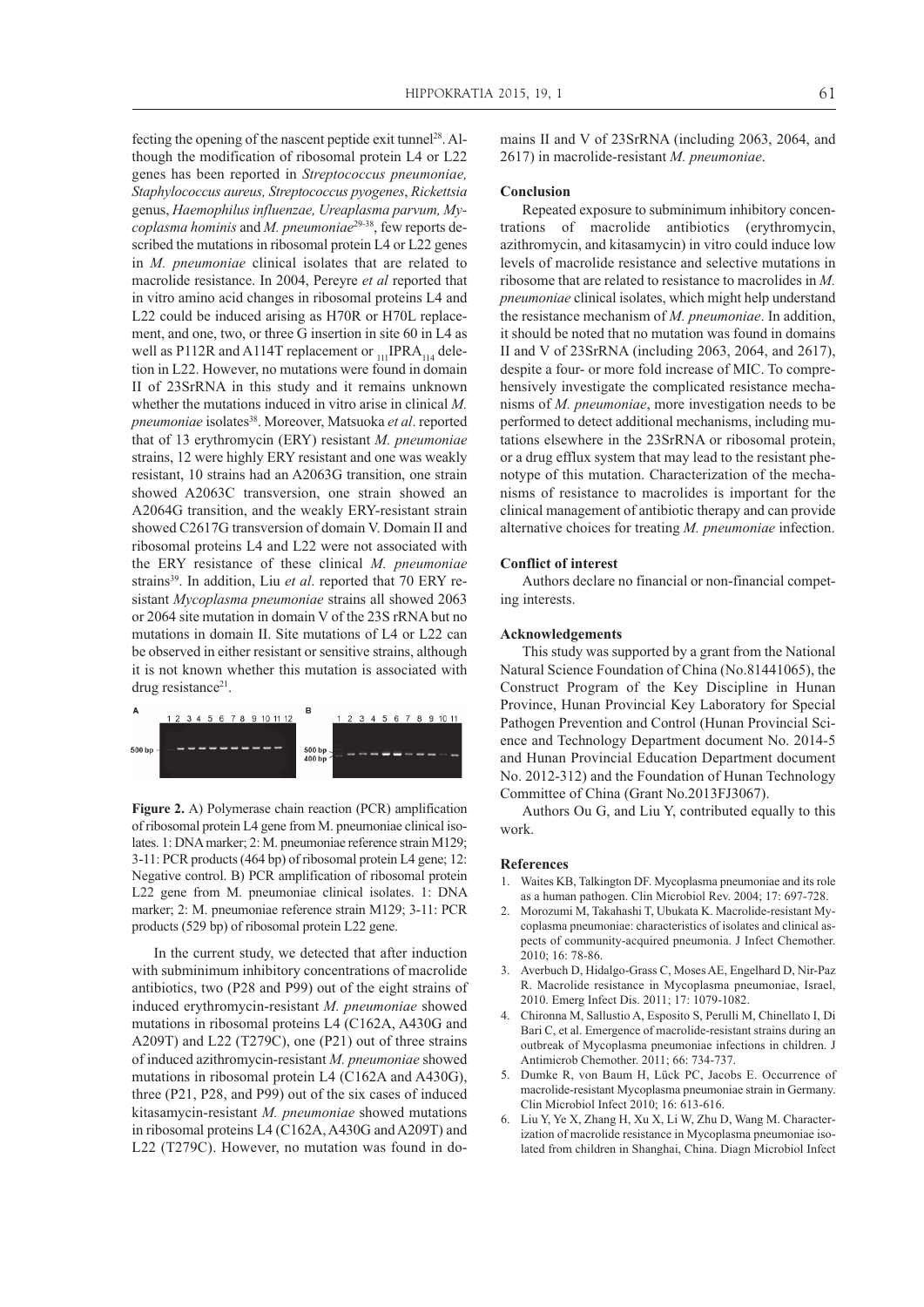fecting the opening of the nascent peptide exit tunnel[28]. Although the modification of ribosomal protein L4 or L22 genes has been reported in *Streptococcus pneumoniae, Staphylococcus aureus, Streptococcus pyogenes*, *Rickettsia* genus, *Haemophilus influenzae, Ureaplasma parvum, Mycoplasma hominis* and *M. pneumoniae*[29-38], few reports described the mutations in ribosomal protein L4 or L22 genes in *M. pneumoniae* clinical isolates that are related to macrolide resistance. In 2004, Pereyre *et al* reported that in vitro amino acid changes in ribosomal proteins L4 and L22 could be induced arising as H70R or H70L replacement, and one, two, or three G insertion in site 60 in L4 as well as P112R and A114T replacement or $_{111}$IPRA$_{114}$ deletion in L22. However, no mutations were found in domain II of 23SrRNA in this study and it remains unknown whether the mutations induced in vitro arise in clinical *M. pneumoniae* isolates[38]. Moreover, Matsuoka *et al*. reported that of 13 erythromycin (ERY) resistant *M. pneumoniae* strains, 12 were highly ERY resistant and one was weakly resistant, 10 strains had an A2063G transition, one strain showed A2063C transversion, one strain showed an A2064G transition, and the weakly ERY-resistant strain showed C2617G transversion of domain V. Domain II and ribosomal proteins L4 and L22 were not associated with the ERY resistance of these clinical *M. pneumoniae* strains[39]. In addition, Liu *et al*. reported that 70 ERY resistant *Mycoplasma pneumoniae* strains all showed 2063 or 2064 site mutation in domain V of the 23S rRNA but no mutations in domain II. Site mutations of L4 or L22 can be observed in either resistant or sensitive strains, although it is not known whether this mutation is associated with drug resistance[21].

**Figure 2.** A) Polymerase chain reaction (PCR) amplification of ribosomal protein L4 gene from M. pneumoniae clinical isolates. 1: DNA marker; 2: M. pneumoniae reference strain M129; 3-11: PCR products (464 bp) of ribosomal protein L4 gene; 12: Negative control. B) PCR amplification of ribosomal protein L22 gene from M. pneumoniae clinical isolates. 1: DNA marker; 2: M. pneumoniae reference strain M129; 3-11: PCR products (529 bp) of ribosomal protein L22 gene.

In the current study, we detected that after induction with subminimum inhibitory concentrations of macrolide antibiotics, two (P28 and P99) out of the eight strains of induced erythromycin-resistant *M. pneumoniae* showed mutations in ribosomal proteins L4 (C162A, A430G and A209T) and L22 (T279C), one (P21) out of three strains of induced azithromycin-resistant *M. pneumoniae* showed mutations in ribosomal protein L4 (C162A and A430G), three (P21, P28, and P99) out of the six cases of induced kitasamycin-resistant *M. pneumoniae* showed mutations in ribosomal proteins L4 (C162A, A430G and A209T) and L22 (T279C). However, no mutation was found in domains II and V of 23SrRNA (including 2063, 2064, and 2617) in macrolide-resistant *M. pneumoniae*.

## Conclusion

Repeated exposure to subminimum inhibitory concentrations of macrolide antibiotics (erythromycin, azithromycin, and kitasamycin) in vitro could induce low levels of macrolide resistance and selective mutations in ribosome that are related to resistance to macrolides in *M. pneumoniae* clinical isolates, which might help understand the resistance mechanism of *M. pneumoniae*. In addition, it should be noted that no mutation was found in domains II and V of 23SrRNA (including 2063, 2064, and 2617), despite a four- or more fold increase of MIC. To comprehensively investigate the complicated resistance mechanisms of *M. pneumoniae*, more investigation needs to be performed to detect additional mechanisms, including mutations elsewhere in the 23SrRNA or ribosomal protein, or a drug efflux system that may lead to the resistant phenotype of this mutation. Characterization of the mechanisms of resistance to macrolides is important for the clinical management of antibiotic therapy and can provide alternative choices for treating *M. pneumoniae* infection.

## Conflict of interest

Authors declare no financial or non-financial competing interests.

## Acknowledgements

This study was supported by a grant from the National Natural Science Foundation of China (No.81441065), the Construct Program of the Key Discipline in Hunan Province, Hunan Provincial Key Laboratory for Special Pathogen Prevention and Control (Hunan Provincial Science and Technology Department document No. 2014-5 and Hunan Provincial Education Department document No. 2012-312) and the Foundation of Hunan Technology Committee of China (Grant No.2013FJ3067).

Authors Ou G, and Liu Y, contributed equally to this work.

## References

1. Waites KB, Talkington DF. Mycoplasma pneumoniae and its role as a human pathogen. Clin Microbiol Rev. 2004; 17: 697-728.
2. Morozumi M, Takahashi T, Ubukata K. Macrolide-resistant Mycoplasma pneumoniae: characteristics of isolates and clinical aspects of community-acquired pneumonia. J Infect Chemother. 2010; 16: 78-86.
3. Averbuch D, Hidalgo-Grass C, Moses AE, Engelhard D, Nir-Paz R. Macrolide resistance in Mycoplasma pneumoniae, Israel, 2010. Emerg Infect Dis. 2011; 17: 1079-1082.
4. Chironna M, Sallustio A, Esposito S, Perulli M, Chinellato I, Di Bari C, et al. Emergence of macrolide-resistant strains during an outbreak of Mycoplasma pneumoniae infections in children. J Antimicrob Chemother. 2011; 66: 734-737.
5. Dumke R, von Baum H, Lück PC, Jacobs E. Occurrence of macrolide-resistant Mycoplasma pneumoniae strain in Germany. Clin Microbiol Infect 2010; 16: 613-616.
6. Liu Y, Ye X, Zhang H, Xu X, Li W, Zhu D, Wang M. Characterization of macrolide resistance in Mycoplasma pneumoniae isolated from children in Shanghai, China. Diagn Microbiol Infect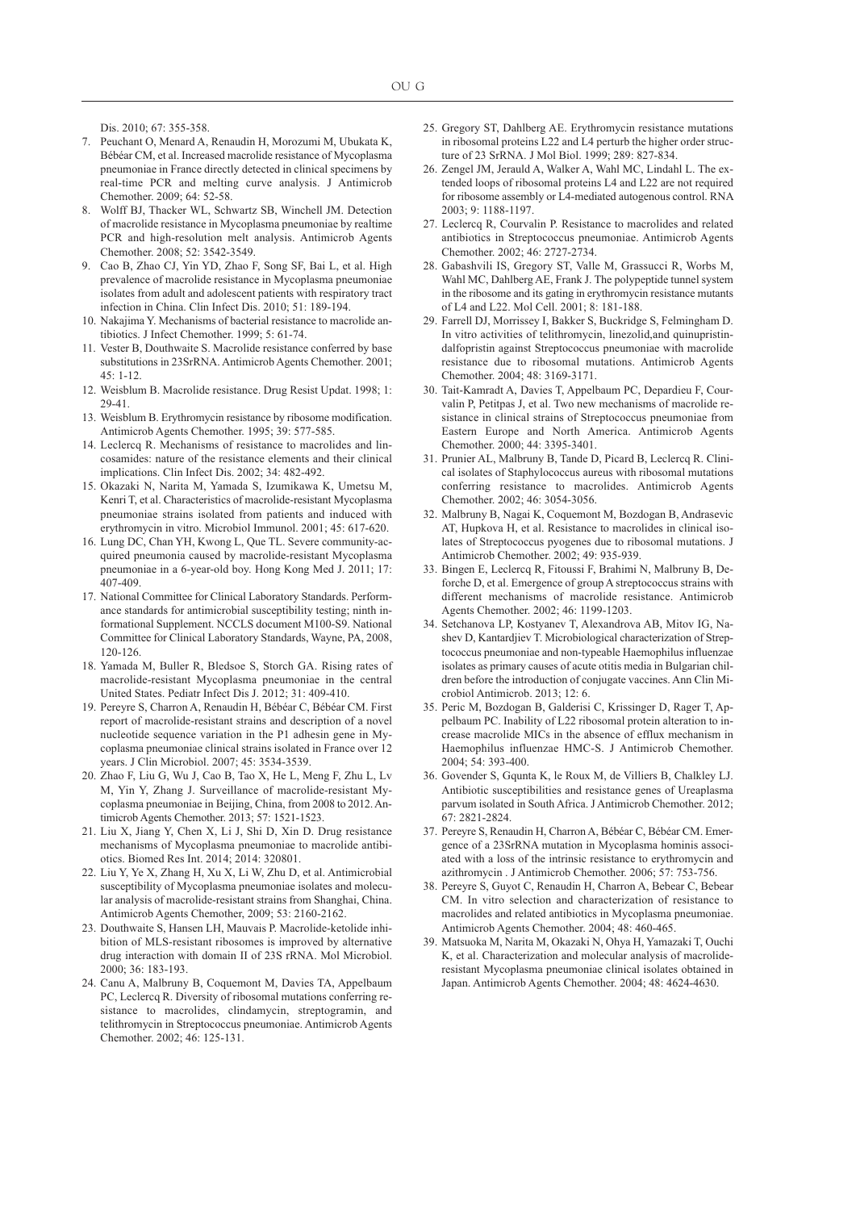Dis. 2010; 67: 355-358.

7. Peuchant O, Menard A, Renaudin H, Morozumi M, Ubukata K, Bébéar CM, et al. Increased macrolide resistance of Mycoplasma pneumoniae in France directly detected in clinical specimens by real-time PCR and melting curve analysis. J Antimicrob Chemother. 2009; 64: 52-58.
8. Wolff BJ, Thacker WL, Schwartz SB, Winchell JM. Detection of macrolide resistance in Mycoplasma pneumoniae by realtime PCR and high-resolution melt analysis. Antimicrob Agents Chemother. 2008; 52: 3542-3549.
9. Cao B, Zhao CJ, Yin YD, Zhao F, Song SF, Bai L, et al. High prevalence of macrolide resistance in Mycoplasma pneumoniae isolates from adult and adolescent patients with respiratory tract infection in China. Clin Infect Dis. 2010; 51: 189-194.
10. Nakajima Y. Mechanisms of bacterial resistance to macrolide antibiotics. J Infect Chemother. 1999; 5: 61-74.
11. Vester B, Douthwaite S. Macrolide resistance conferred by base substitutions in 23SrRNA. Antimicrob Agents Chemother. 2001; 45: 1-12.
12. Weisblum B. Macrolide resistance. Drug Resist Updat. 1998; 1: 29-41.
13. Weisblum B. Erythromycin resistance by ribosome modification. Antimicrob Agents Chemother. 1995; 39: 577-585.
14. Leclercq R. Mechanisms of resistance to macrolides and lincosamides: nature of the resistance elements and their clinical implications. Clin Infect Dis. 2002; 34: 482-492.
15. Okazaki N, Narita M, Yamada S, Izumikawa K, Umetsu M, Kenri T, et al. Characteristics of macrolide-resistant Mycoplasma pneumoniae strains isolated from patients and induced with erythromycin in vitro. Microbiol Immunol. 2001; 45: 617-620.
16. Lung DC, Chan YH, Kwong L, Que TL. Severe community-acquired pneumonia caused by macrolide-resistant Mycoplasma pneumoniae in a 6-year-old boy. Hong Kong Med J. 2011; 17: 407-409.
17. National Committee for Clinical Laboratory Standards. Performance standards for antimicrobial susceptibility testing; ninth informational Supplement. NCCLS document M100-S9. National Committee for Clinical Laboratory Standards, Wayne, PA, 2008, 120-126.
18. Yamada M, Buller R, Bledsoe S, Storch GA. Rising rates of macrolide-resistant Mycoplasma pneumoniae in the central United States. Pediatr Infect Dis J. 2012; 31: 409-410.
19. Pereyre S, Charron A, Renaudin H, Bébéar C, Bébéar CM. First report of macrolide-resistant strains and description of a novel nucleotide sequence variation in the P1 adhesin gene in Mycoplasma pneumoniae clinical strains isolated in France over 12 years. J Clin Microbiol. 2007; 45: 3534-3539.
20. Zhao F, Liu G, Wu J, Cao B, Tao X, He L, Meng F, Zhu L, Lv M, Yin Y, Zhang J. Surveillance of macrolide-resistant Mycoplasma pneumoniae in Beijing, China, from 2008 to 2012. Antimicrob Agents Chemother. 2013; 57: 1521-1523.
21. Liu X, Jiang Y, Chen X, Li J, Shi D, Xin D. Drug resistance mechanisms of Mycoplasma pneumoniae to macrolide antibiotics. Biomed Res Int. 2014; 2014: 320801.
22. Liu Y, Ye X, Zhang H, Xu X, Li W, Zhu D, et al. Antimicrobial susceptibility of Mycoplasma pneumoniae isolates and molecular analysis of macrolide-resistant strains from Shanghai, China. Antimicrob Agents Chemother, 2009; 53: 2160-2162.
23. Douthwaite S, Hansen LH, Mauvais P. Macrolide-ketolide inhibition of MLS-resistant ribosomes is improved by alternative drug interaction with domain II of 23S rRNA. Mol Microbiol. 2000; 36: 183-193.
24. Canu A, Malbruny B, Coquemont M, Davies TA, Appelbaum PC, Leclercq R. Diversity of ribosomal mutations conferring resistance to macrolides, clindamycin, streptogramin, and telithromycin in Streptococcus pneumoniae. Antimicrob Agents Chemother. 2002; 46: 125-131.
25. Gregory ST, Dahlberg AE. Erythromycin resistance mutations in ribosomal proteins L22 and L4 perturb the higher order structure of 23 SrRNA. J Mol Biol. 1999; 289: 827-834.
26. Zengel JM, Jerauld A, Walker A, Wahl MC, Lindahl L. The extended loops of ribosomal proteins L4 and L22 are not required for ribosome assembly or L4-mediated autogenous control. RNA 2003; 9: 1188-1197.
27. Leclercq R, Courvalin P. Resistance to macrolides and related antibiotics in Streptococcus pneumoniae. Antimicrob Agents Chemother. 2002; 46: 2727-2734.
28. Gabashvili IS, Gregory ST, Valle M, Grassucci R, Worbs M, Wahl MC, Dahlberg AE, Frank J. The polypeptide tunnel system in the ribosome and its gating in erythromycin resistance mutants of L4 and L22. Mol Cell. 2001; 8: 181-188.
29. Farrell DJ, Morrissey I, Bakker S, Buckridge S, Felmingham D. In vitro activities of telithromycin, linezolid,and quinupristin-dalfopristin against Streptococcus pneumoniae with macrolide resistance due to ribosomal mutations. Antimicrob Agents Chemother. 2004; 48: 3169-3171.
30. Tait-Kamradt A, Davies T, Appelbaum PC, Depardieu F, Courvalin P, Petitpas J, et al. Two new mechanisms of macrolide resistance in clinical strains of Streptococcus pneumoniae from Eastern Europe and North America. Antimicrob Agents Chemother. 2000; 44: 3395-3401.
31. Prunier AL, Malbruny B, Tande D, Picard B, Leclercq R. Clinical isolates of Staphylococcus aureus with ribosomal mutations conferring resistance to macrolides. Antimicrob Agents Chemother. 2002; 46: 3054-3056.
32. Malbruny B, Nagai K, Coquemont M, Bozdogan B, Andrasevic AT, Hupkova H, et al. Resistance to macrolides in clinical isolates of Streptococcus pyogenes due to ribosomal mutations. J Antimicrob Chemother. 2002; 49: 935-939.
33. Bingen E, Leclercq R, Fitoussi F, Brahimi N, Malbruny B, Deforche D, et al. Emergence of group A streptococcus strains with different mechanisms of macrolide resistance. Antimicrob Agents Chemother. 2002; 46: 1199-1203.
34. Setchanova LP, Kostyanev T, Alexandrova AB, Mitov IG, Nashev D, Kantardjiev T. Microbiological characterization of Streptococcus pneumoniae and non-typeable Haemophilus influenzae isolates as primary causes of acute otitis media in Bulgarian children before the introduction of conjugate vaccines. Ann Clin Microbiol Antimicrob. 2013; 12: 6.
35. Peric M, Bozdogan B, Galderisi C, Krissinger D, Rager T, Appelbaum PC. Inability of L22 ribosomal protein alteration to increase macrolide MICs in the absence of efflux mechanism in Haemophilus influenzae HMC-S. J Antimicrob Chemother. 2004; 54: 393-400.
36. Govender S, Gqunta K, le Roux M, de Villiers B, Chalkley LJ. Antibiotic susceptibilities and resistance genes of Ureaplasma parvum isolated in South Africa. J Antimicrob Chemother. 2012; 67: 2821-2824.
37. Pereyre S, Renaudin H, Charron A, Bébéar C, Bébéar CM. Emergence of a 23SrRNA mutation in Mycoplasma hominis associated with a loss of the intrinsic resistance to erythromycin and azithromycin . J Antimicrob Chemother. 2006; 57: 753-756.
38. Pereyre S, Guyot C, Renaudin H, Charron A, Bebear C, Bebear CM. In vitro selection and characterization of resistance to macrolides and related antibiotics in Mycoplasma pneumoniae. Antimicrob Agents Chemother. 2004; 48: 460-465.
39. Matsuoka M, Narita M, Okazaki N, Ohya H, Yamazaki T, Ouchi K, et al. Characterization and molecular analysis of macrolide-resistant Mycoplasma pneumoniae clinical isolates obtained in Japan. Antimicrob Agents Chemother. 2004; 48: 4624-4630.